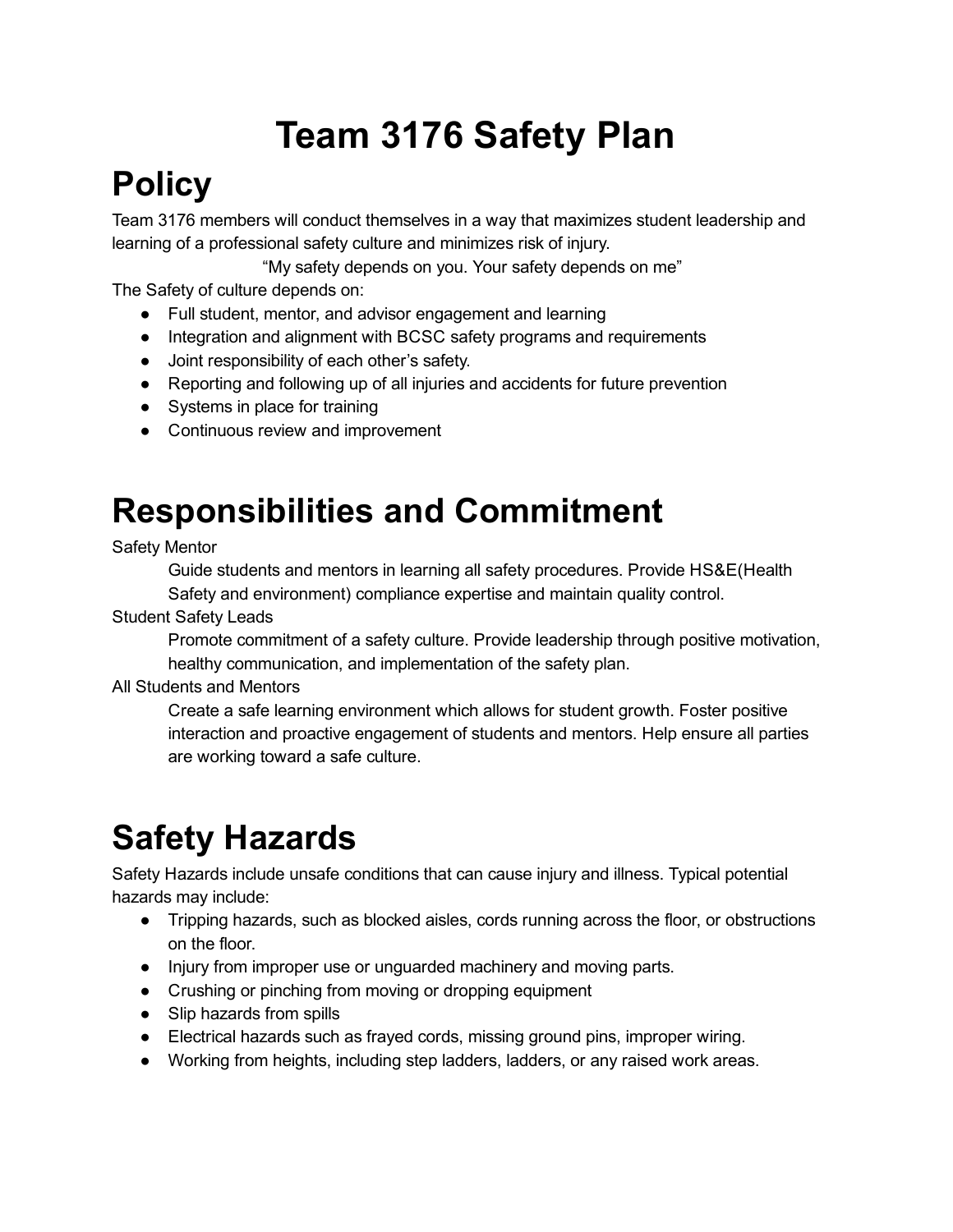# Team 3176 Safety Plan

## Policy

Team 3176 members will conduct themselves in a way that maximizes student leadership and learning of a professional safety culture and minimizes risk of injury.

"My safety depends on you. Your safety depends on me"

The Safety of culture depends on:

- Full student, mentor, and advisor engagement and learning
- Integration and alignment with BCSC safety programs and requirements
- Joint responsibility of each other's safety.
- Reporting and following up of all injuries and accidents for future prevention
- Systems in place for training
- Continuous review and improvement

## Responsibilities and Commitment

Safety Mentor

> Guide students and mentors in learning all safety procedures. Provide HS&E(Health Safety and environment) compliance expertise and maintain quality control.

Student Safety Leads

> Promote commitment of a safety culture. Provide leadership through positive motivation, healthy communication, and implementation of the safety plan.

All Students and Mentors

> Create a safe learning environment which allows for student growth. Foster positive interaction and proactive engagement of students and mentors. Help ensure all parties are working toward a safe culture.

## Safety Hazards

Safety Hazards include unsafe conditions that can cause injury and illness. Typical potential hazards may include:

- Tripping hazards, such as blocked aisles, cords running across the floor, or obstructions on the floor.
- Injury from improper use or unguarded machinery and moving parts.
- Crushing or pinching from moving or dropping equipment
- Slip hazards from spills
- Electrical hazards such as frayed cords, missing ground pins, improper wiring.
- Working from heights, including step ladders, ladders, or any raised work areas.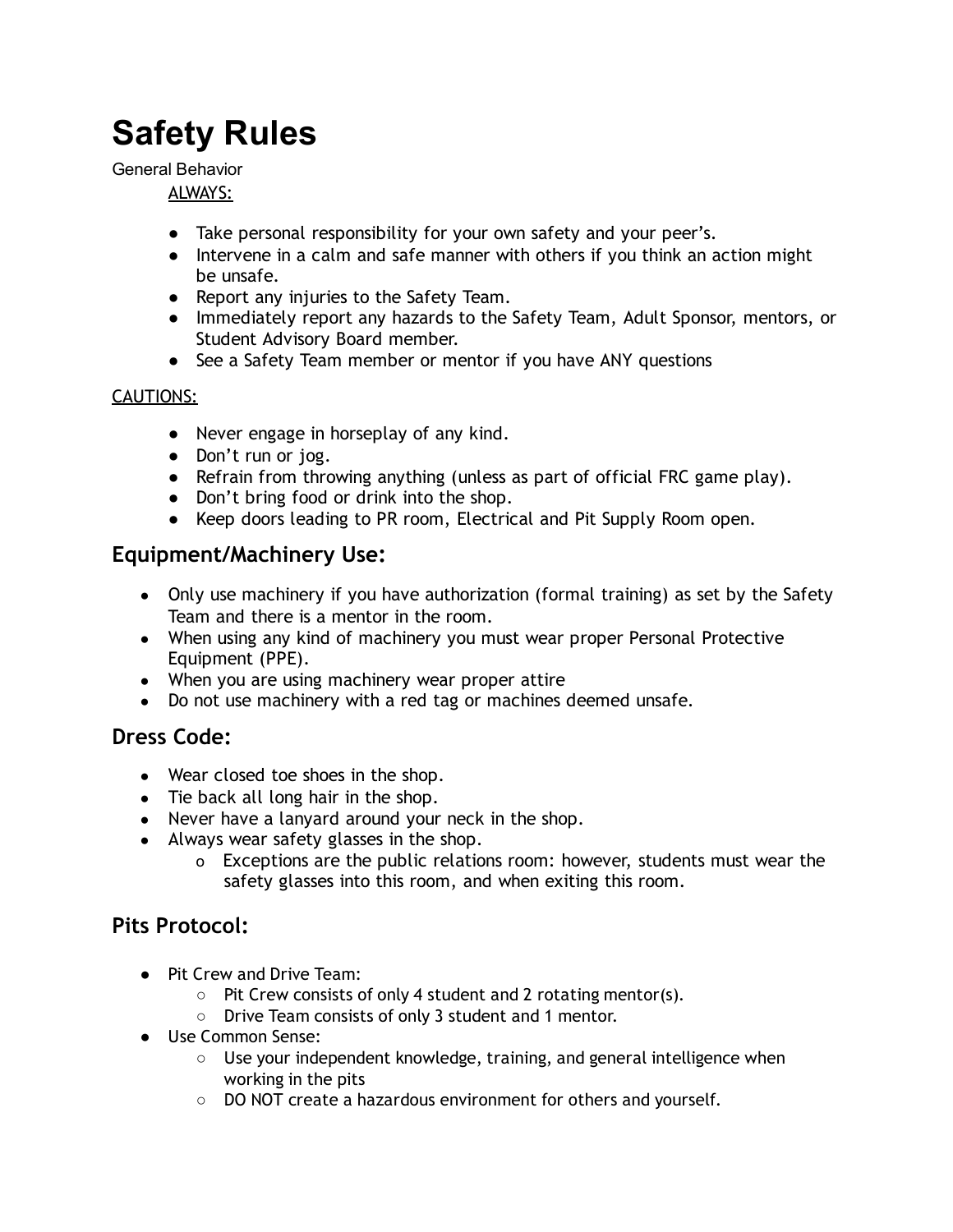# Safety Rules

General Behavior

ALWAYS:

- Take personal responsibility for your own safety and your peer's.
- Intervene in a calm and safe manner with others if you think an action might be unsafe.
- Report any injuries to the Safety Team.
- Immediately report any hazards to the Safety Team, Adult Sponsor, mentors, or Student Advisory Board member.
- See a Safety Team member or mentor if you have ANY questions

CAUTIONS:

- Never engage in horseplay of any kind.
- Don't run or jog.
- Refrain from throwing anything (unless as part of official FRC game play).
- Don't bring food or drink into the shop.
- Keep doors leading to PR room, Electrical and Pit Supply Room open.

## Equipment/Machinery Use:

- Only use machinery if you have authorization (formal training) as set by the Safety Team and there is a mentor in the room.
- When using any kind of machinery you must wear proper Personal Protective Equipment (PPE).
- When you are using machinery wear proper attire
- Do not use machinery with a red tag or machines deemed unsafe.

## Dress Code:

- Wear closed toe shoes in the shop.
- Tie back all long hair in the shop.
- Never have a lanyard around your neck in the shop.
- Always wear safety glasses in the shop.
  - Exceptions are the public relations room: however, students must wear the safety glasses into this room, and when exiting this room.

## Pits Protocol:

- Pit Crew and Drive Team:
  - Pit Crew consists of only 4 student and 2 rotating mentor(s).
  - Drive Team consists of only 3 student and 1 mentor.
- Use Common Sense:
  - Use your independent knowledge, training, and general intelligence when working in the pits
  - DO NOT create a hazardous environment for others and yourself.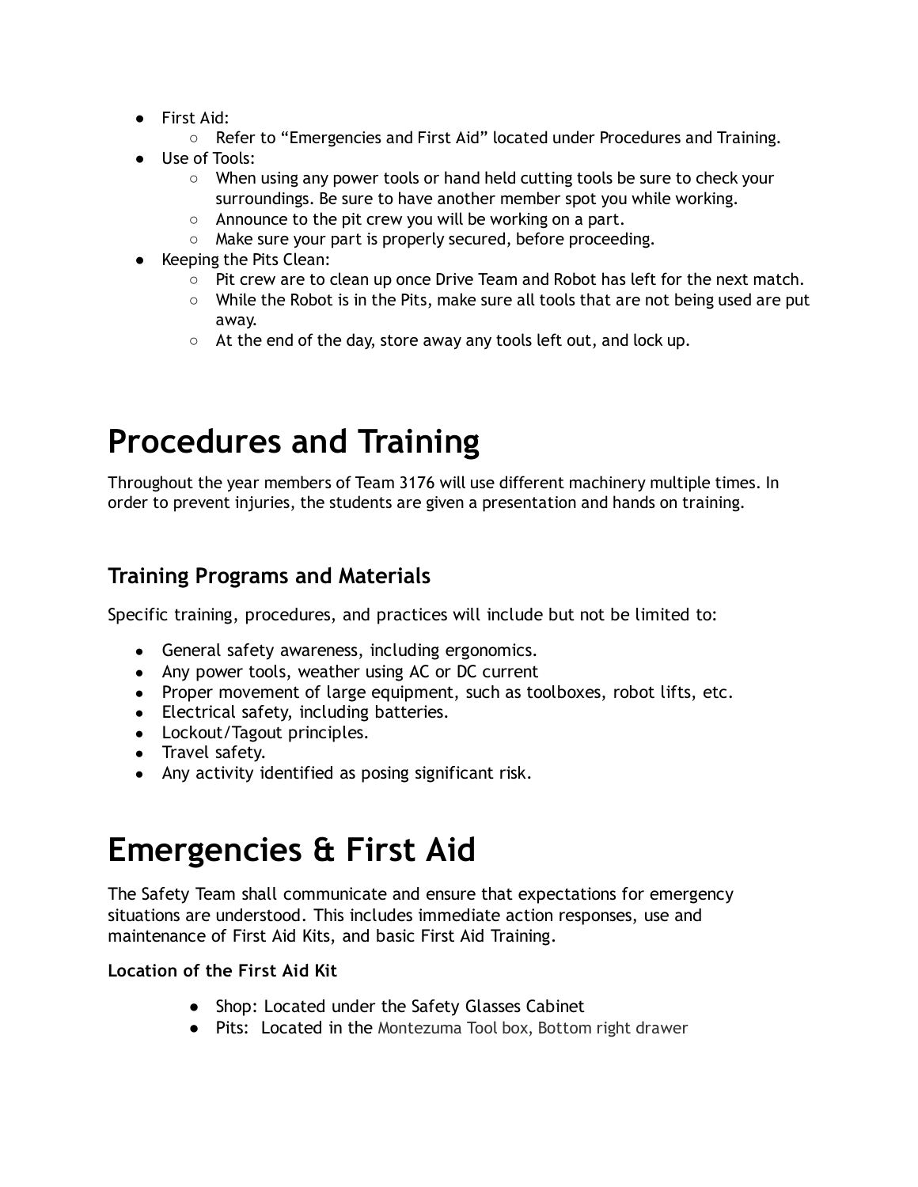- First Aid:
  - Refer to "Emergencies and First Aid" located under Procedures and Training.
- Use of Tools:
  - When using any power tools or hand held cutting tools be sure to check your surroundings. Be sure to have another member spot you while working.
  - Announce to the pit crew you will be working on a part.
  - Make sure your part is properly secured, before proceeding.
- Keeping the Pits Clean:
  - Pit crew are to clean up once Drive Team and Robot has left for the next match.
  - While the Robot is in the Pits, make sure all tools that are not being used are put away.
  - At the end of the day, store away any tools left out, and lock up.

# Procedures and Training

Throughout the year members of Team 3176 will use different machinery multiple times. In order to prevent injuries, the students are given a presentation and hands on training.

## Training Programs and Materials

Specific training, procedures, and practices will include but not be limited to:

- General safety awareness, including ergonomics.
- Any power tools, weather using AC or DC current
- Proper movement of large equipment, such as toolboxes, robot lifts, etc.
- Electrical safety, including batteries.
- Lockout/Tagout principles.
- Travel safety.
- Any activity identified as posing significant risk.

# Emergencies & First Aid

The Safety Team shall communicate and ensure that expectations for emergency situations are understood. This includes immediate action responses, use and maintenance of First Aid Kits, and basic First Aid Training.

**Location of the First Aid Kit**

- Shop: Located under the Safety Glasses Cabinet
- Pits: Located in the Montezuma Tool box, Bottom right drawer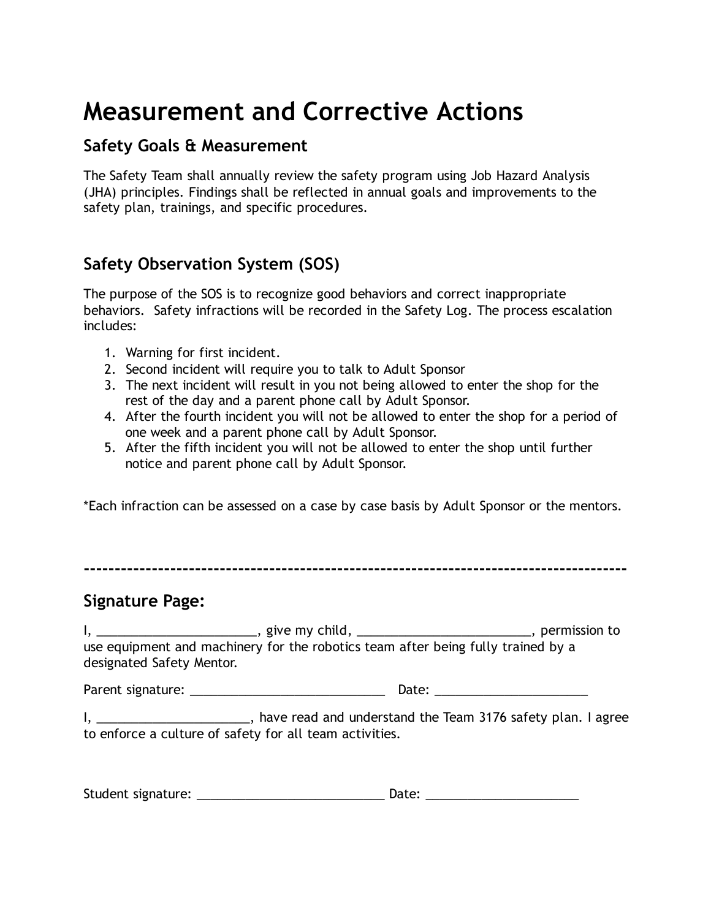# Measurement and Corrective Actions

## Safety Goals & Measurement

The Safety Team shall annually review the safety program using Job Hazard Analysis (JHA) principles. Findings shall be reflected in annual goals and improvements to the safety plan, trainings, and specific procedures.

## Safety Observation System (SOS)

The purpose of the SOS is to recognize good behaviors and correct inappropriate behaviors. Safety infractions will be recorded in the Safety Log. The process escalation includes:

1. Warning for first incident.
2. Second incident will require you to talk to Adult Sponsor
3. The next incident will result in you not being allowed to enter the shop for the rest of the day and a parent phone call by Adult Sponsor.
4. After the fourth incident you will not be allowed to enter the shop for a period of one week and a parent phone call by Adult Sponsor.
5. After the fifth incident you will not be allowed to enter the shop until further notice and parent phone call by Adult Sponsor.

*Each infraction can be assessed on a case by case basis by Adult Sponsor or the mentors.

---

## Signature Page:

I, _______________________, give my child, ________________________, permission to use equipment and machinery for the robotics team after being fully trained by a designated Safety Mentor.

Parent signature: ____________________________ Date: ______________________

I, _____________________, have read and understand the Team 3176 safety plan. I agree to enforce a culture of safety for all team activities.

Student signature: ___________________________ Date: ______________________